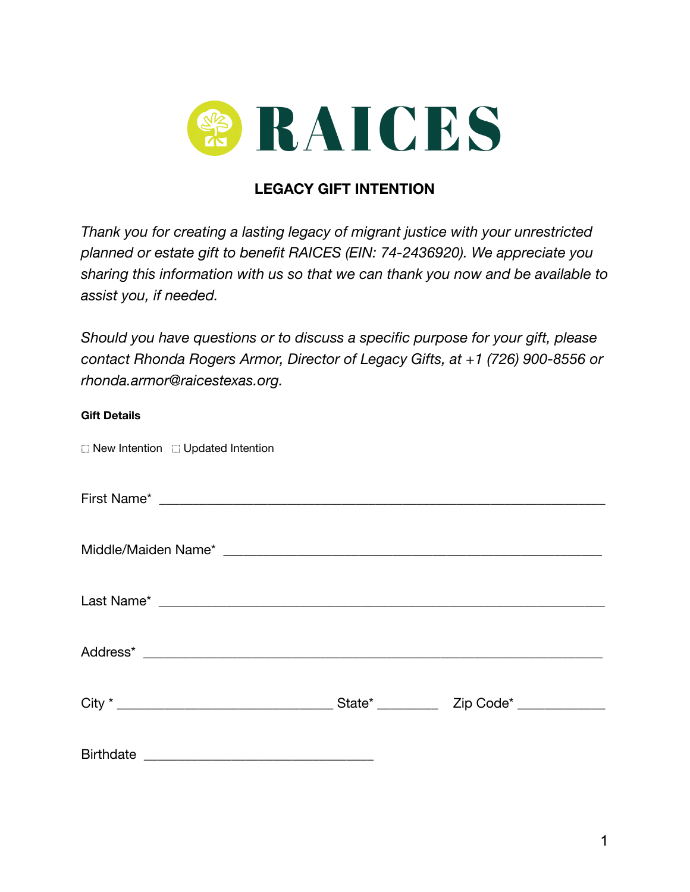# RAICES

## LEGACY GIFT INTENTION

*Thank you for creating a lasting legacy of migrant justice with your unrestricted planned or estate gift to benefit RAICES (EIN: 74-2436920). We appreciate you sharing this information with us so that we can thank you now and be available to assist you, if needed.*

*Should you have questions or to discuss a specific purpose for your gift, please contact Rhonda Rogers Armor, Director of Legacy Gifts, at +1 (726) 900-8556 or rhonda.armor@raicestexas.org.*

**Gift Details**

☐ New Intention ☐ Updated Intention

First Name* ______________________________________________________________

Middle/Maiden Name* ______________________________________________________

Last Name* ______________________________________________________________

Address* ________________________________________________________________

City * ______________________________ State* _________ Zip Code* ____________

Birthdate ________________________________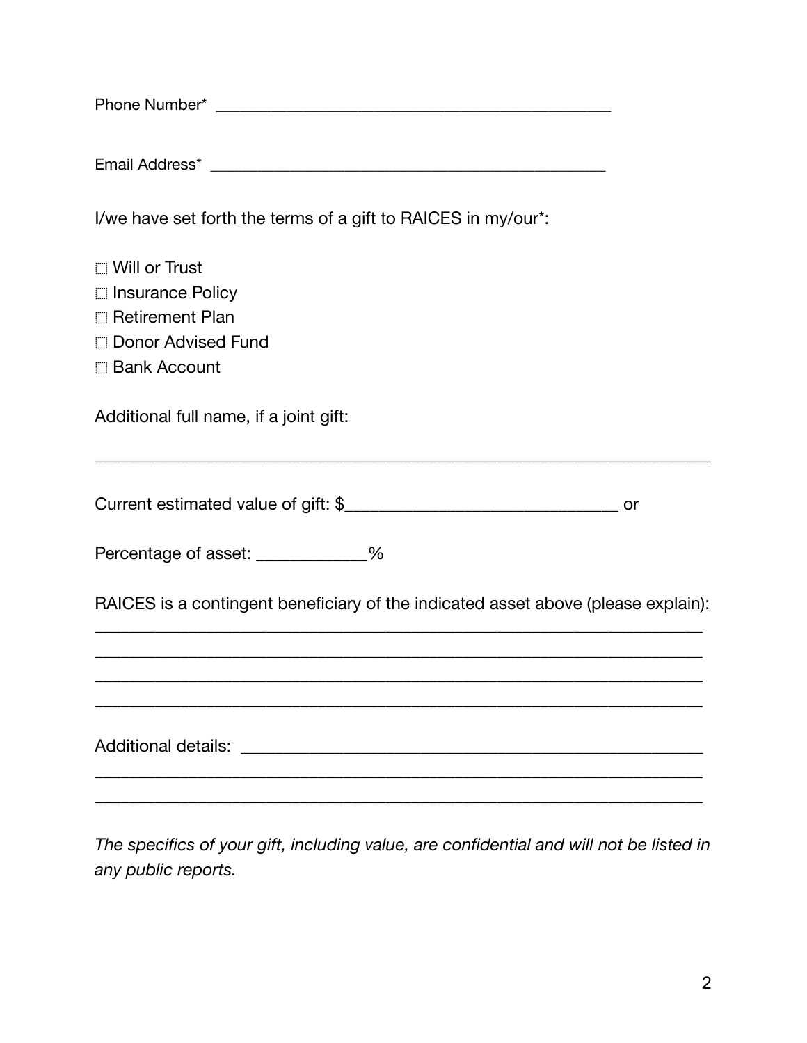Phone Number* ________________________________________________

Email Address* ________________________________________________

I/we have set forth the terms of a gift to RAICES in my/our*:

☐ Will or Trust
☐ Insurance Policy
☐ Retirement Plan
☐ Donor Advised Fund
☐ Bank Account

Additional full name, if a joint gift:

____________________________________________________________________

Current estimated value of gift: $______________________________ or

Percentage of asset: ____________%

RAICES is a contingent beneficiary of the indicated asset above (please explain):
____________________________________________________________________
____________________________________________________________________
____________________________________________________________________
____________________________________________________________________

Additional details: ____________________________________________________
____________________________________________________________________
____________________________________________________________________

*The specifics of your gift, including value, are confidential and will not be listed in any public reports.*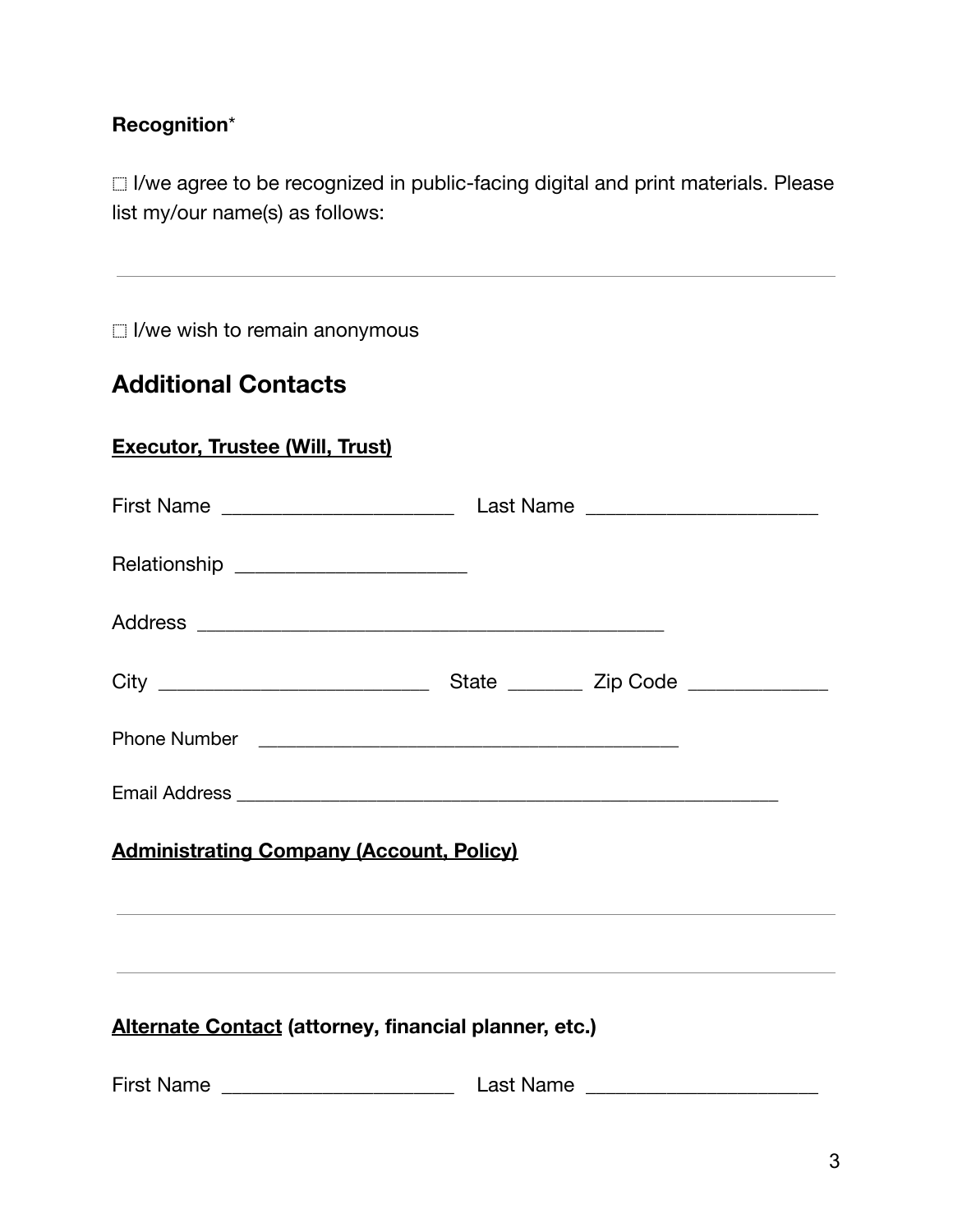**Recognition***

☐ I/we agree to be recognized in public-facing digital and print materials. Please list my/our name(s) as follows:

______________________________________________________________

☐ I/we wish to remain anonymous

## Additional Contacts

**Executor, Trustee (Will, Trust)**

First Name ______________________ Last Name ______________________

Relationship ______________________

Address ____________________________________________

City __________________________ State _______ Zip Code _____________

Phone Number ________________________________________

Email Address ____________________________________________________

**Administrating Company (Account, Policy)**

______________________________________________________________

______________________________________________________________

**Alternate Contact (attorney, financial planner, etc.)**

First Name ______________________ Last Name ______________________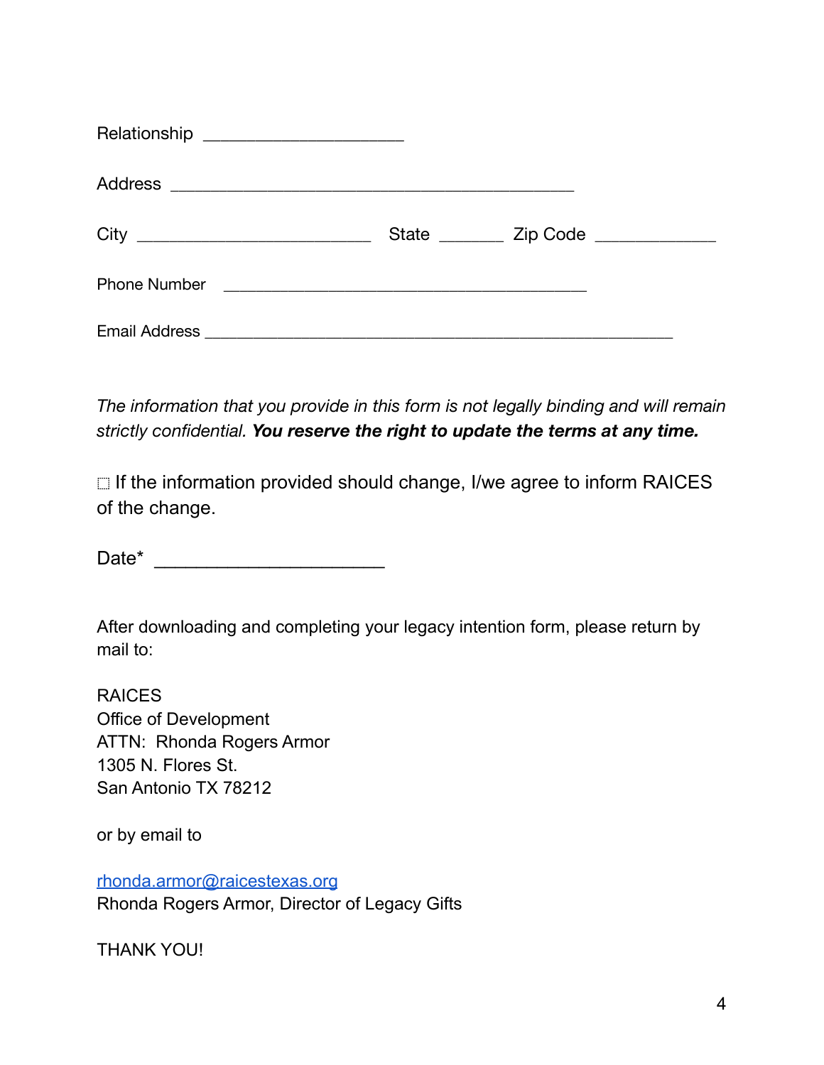Relationship ____________________

Address ________________________________________

City ________________________ State ______ Zip Code ____________

Phone Number ____________________________________

Email Address ______________________________________________

*The information that you provide in this form is not legally binding and will remain strictly confidential.* ***You reserve the right to update the terms at any time.***

☐ If the information provided should change, I/we agree to inform RAICES of the change.

Date* ______________________

After downloading and completing your legacy intention form, please return by mail to:

RAICES
Office of Development
ATTN: Rhonda Rogers Armor
1305 N. Flores St.
San Antonio TX 78212

or by email to

[rhonda.armor@raicestexas.org](mailto:rhonda.armor@raicestexas.org)
Rhonda Rogers Armor, Director of Legacy Gifts

THANK YOU!